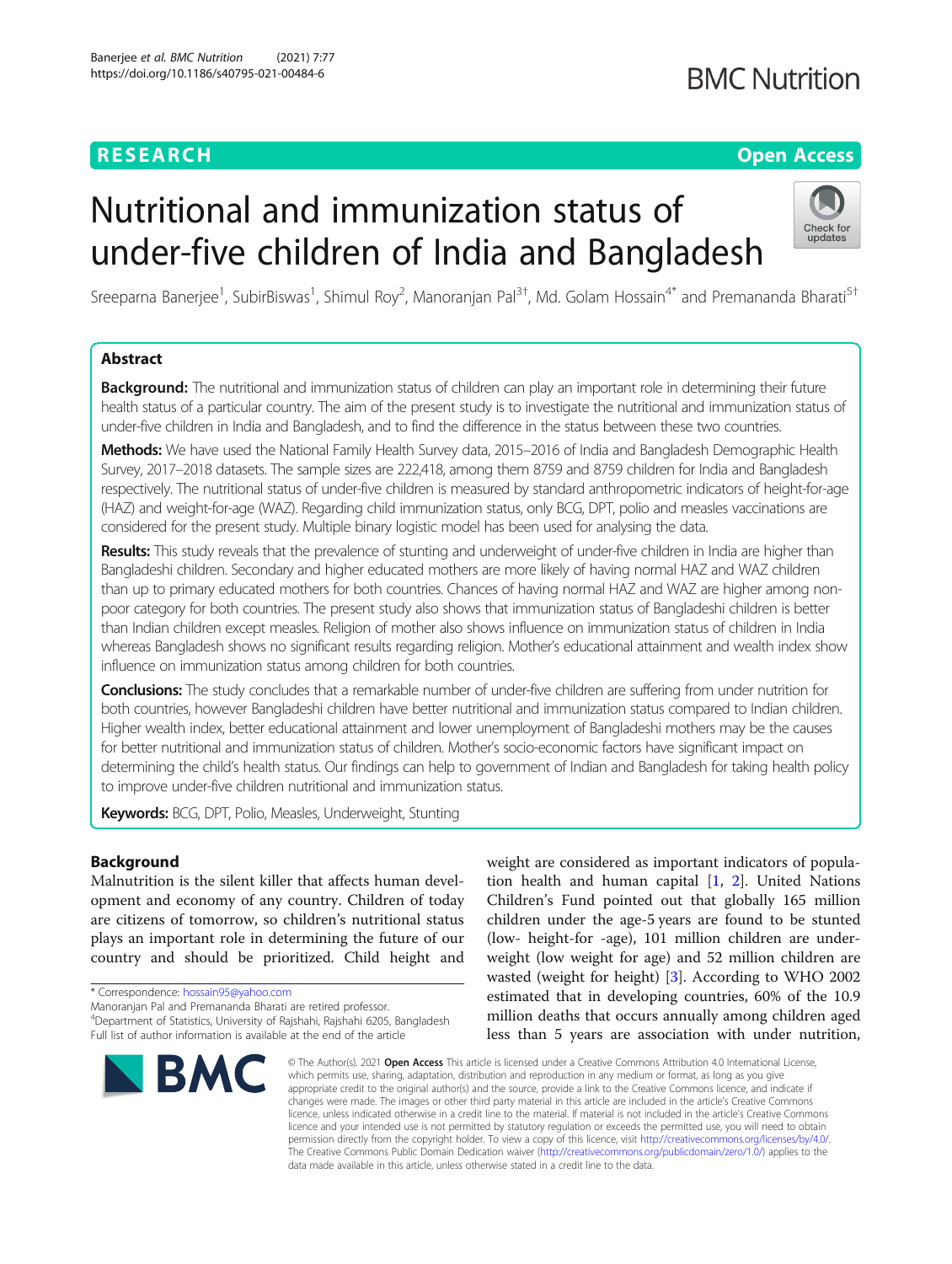RESEARCH

Open Access

# Nutritional and immunization status of under-five children of India and Bangladesh

Sreeparna Banerjee[1], SubirBiswas[1], Shimul Roy[2], Manoranjan Pal[3†], Md. Golam Hossain[4*] and Premananda Bharati[5†]

## Abstract

**Background:** The nutritional and immunization status of children can play an important role in determining their future health status of a particular country. The aim of the present study is to investigate the nutritional and immunization status of under-five children in India and Bangladesh, and to find the difference in the status between these two countries.

**Methods:** We have used the National Family Health Survey data, 2015–2016 of India and Bangladesh Demographic Health Survey, 2017–2018 datasets. The sample sizes are 222,418, among them 8759 and 8759 children for India and Bangladesh respectively. The nutritional status of under-five children is measured by standard anthropometric indicators of height-for-age (HAZ) and weight-for-age (WAZ). Regarding child immunization status, only BCG, DPT, polio and measles vaccinations are considered for the present study. Multiple binary logistic model has been used for analysing the data.

**Results:** This study reveals that the prevalence of stunting and underweight of under-five children in India are higher than Bangladeshi children. Secondary and higher educated mothers are more likely of having normal HAZ and WAZ children than up to primary educated mothers for both countries. Chances of having normal HAZ and WAZ are higher among non-poor category for both countries. The present study also shows that immunization status of Bangladeshi children is better than Indian children except measles. Religion of mother also shows influence on immunization status of children in India whereas Bangladesh shows no significant results regarding religion. Mother's educational attainment and wealth index show influence on immunization status among children for both countries.

**Conclusions:** The study concludes that a remarkable number of under-five children are suffering from under nutrition for both countries, however Bangladeshi children have better nutritional and immunization status compared to Indian children. Higher wealth index, better educational attainment and lower unemployment of Bangladeshi mothers may be the causes for better nutritional and immunization status of children. Mother's socio-economic factors have significant impact on determining the child's health status. Our findings can help to government of Indian and Bangladesh for taking health policy to improve under-five children nutritional and immunization status.

**Keywords:** BCG, DPT, Polio, Measles, Underweight, Stunting

## Background

Malnutrition is the silent killer that affects human development and economy of any country. Children of today are citizens of tomorrow, so children's nutritional status plays an important role in determining the future of our country and should be prioritized. Child height and weight are considered as important indicators of population health and human capital [1, 2]. United Nations Children's Fund pointed out that globally 165 million children under the age-5 years are found to be stunted (low- height-for -age), 101 million children are underweight (low weight for age) and 52 million children are wasted (weight for height) [3]. According to WHO 2002 estimated that in developing countries, 60% of the 10.9 million deaths that occurs annually among children aged less than 5 years are association with under nutrition,

\* Correspondence: hossain95@yahoo.com

Manoranjan Pal and Premananda Bharati are retired professor.

[4]Department of Statistics, University of Rajshahi, Rajshahi 6205, Bangladesh

Full list of author information is available at the end of the article

© The Author(s). 2021 **Open Access** This article is licensed under a Creative Commons Attribution 4.0 International License, which permits use, sharing, adaptation, distribution and reproduction in any medium or format, as long as you give appropriate credit to the original author(s) and the source, provide a link to the Creative Commons licence, and indicate if changes were made. The images or other third party material in this article are included in the article's Creative Commons licence, unless indicated otherwise in a credit line to the material. If material is not included in the article's Creative Commons licence and your intended use is not permitted by statutory regulation or exceeds the permitted use, you will need to obtain permission directly from the copyright holder. To view a copy of this licence, visit http://creativecommons.org/licenses/by/4.0/. The Creative Commons Public Domain Dedication waiver (http://creativecommons.org/publicdomain/zero/1.0/) applies to the data made available in this article, unless otherwise stated in a credit line to the data.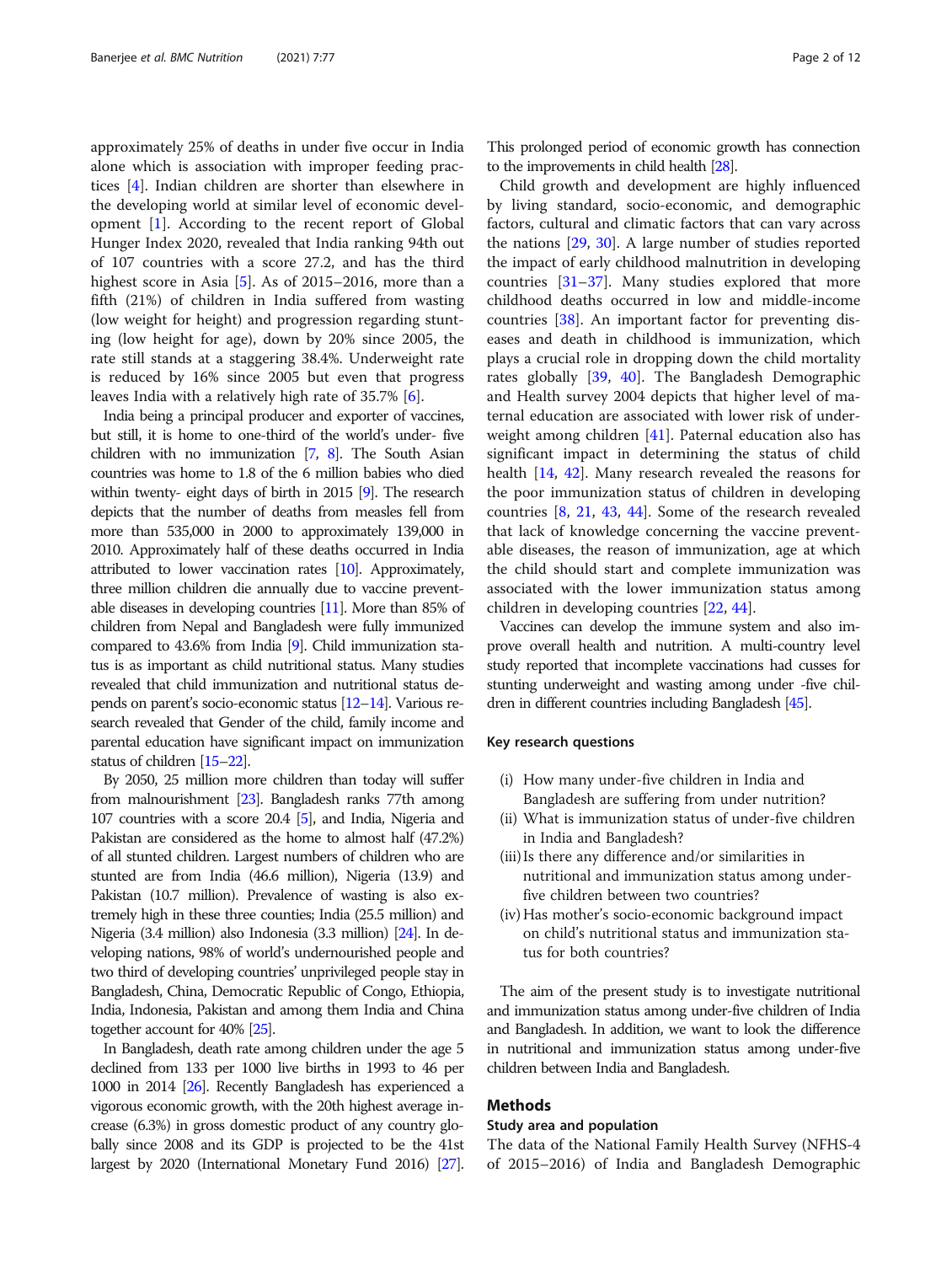approximately 25% of deaths in under five occur in India alone which is association with improper feeding practices [4]. Indian children are shorter than elsewhere in the developing world at similar level of economic development [1]. According to the recent report of Global Hunger Index 2020, revealed that India ranking 94th out of 107 countries with a score 27.2, and has the third highest score in Asia [5]. As of 2015–2016, more than a fifth (21%) of children in India suffered from wasting (low weight for height) and progression regarding stunting (low height for age), down by 20% since 2005, the rate still stands at a staggering 38.4%. Underweight rate is reduced by 16% since 2005 but even that progress leaves India with a relatively high rate of 35.7% [6].

India being a principal producer and exporter of vaccines, but still, it is home to one-third of the world's under- five children with no immunization [7, 8]. The South Asian countries was home to 1.8 of the 6 million babies who died within twenty- eight days of birth in 2015 [9]. The research depicts that the number of deaths from measles fell from more than 535,000 in 2000 to approximately 139,000 in 2010. Approximately half of these deaths occurred in India attributed to lower vaccination rates [10]. Approximately, three million children die annually due to vaccine preventable diseases in developing countries [11]. More than 85% of children from Nepal and Bangladesh were fully immunized compared to 43.6% from India [9]. Child immunization status is as important as child nutritional status. Many studies revealed that child immunization and nutritional status depends on parent's socio-economic status [12–14]. Various research revealed that Gender of the child, family income and parental education have significant impact on immunization status of children [15–22].

By 2050, 25 million more children than today will suffer from malnourishment [23]. Bangladesh ranks 77th among 107 countries with a score 20.4 [5], and India, Nigeria and Pakistan are considered as the home to almost half (47.2%) of all stunted children. Largest numbers of children who are stunted are from India (46.6 million), Nigeria (13.9) and Pakistan (10.7 million). Prevalence of wasting is also extremely high in these three counties; India (25.5 million) and Nigeria (3.4 million) also Indonesia (3.3 million) [24]. In developing nations, 98% of world's undernourished people and two third of developing countries' unprivileged people stay in Bangladesh, China, Democratic Republic of Congo, Ethiopia, India, Indonesia, Pakistan and among them India and China together account for 40% [25].

In Bangladesh, death rate among children under the age 5 declined from 133 per 1000 live births in 1993 to 46 per 1000 in 2014 [26]. Recently Bangladesh has experienced a vigorous economic growth, with the 20th highest average increase (6.3%) in gross domestic product of any country globally since 2008 and its GDP is projected to be the 41st largest by 2020 (International Monetary Fund 2016) [27]. This prolonged period of economic growth has connection to the improvements in child health [28].

Child growth and development are highly influenced by living standard, socio-economic, and demographic factors, cultural and climatic factors that can vary across the nations [29, 30]. A large number of studies reported the impact of early childhood malnutrition in developing countries [31–37]. Many studies explored that more childhood deaths occurred in low and middle-income countries [38]. An important factor for preventing diseases and death in childhood is immunization, which plays a crucial role in dropping down the child mortality rates globally [39, 40]. The Bangladesh Demographic and Health survey 2004 depicts that higher level of maternal education are associated with lower risk of underweight among children [41]. Paternal education also has significant impact in determining the status of child health [14, 42]. Many research revealed the reasons for the poor immunization status of children in developing countries [8, 21, 43, 44]. Some of the research revealed that lack of knowledge concerning the vaccine preventable diseases, the reason of immunization, age at which the child should start and complete immunization was associated with the lower immunization status among children in developing countries [22, 44].

Vaccines can develop the immune system and also improve overall health and nutrition. A multi-country level study reported that incomplete vaccinations had cusses for stunting underweight and wasting among under -five children in different countries including Bangladesh [45].

### Key research questions

(i) How many under-five children in India and Bangladesh are suffering from under nutrition?
(ii) What is immunization status of under-five children in India and Bangladesh?
(iii) Is there any difference and/or similarities in nutritional and immunization status among under-five children between two countries?
(iv) Has mother's socio-economic background impact on child's nutritional status and immunization status for both countries?

The aim of the present study is to investigate nutritional and immunization status among under-five children of India and Bangladesh. In addition, we want to look the difference in nutritional and immunization status among under-five children between India and Bangladesh.

## Methods

### Study area and population

The data of the National Family Health Survey (NFHS-4 of 2015–2016) of India and Bangladesh Demographic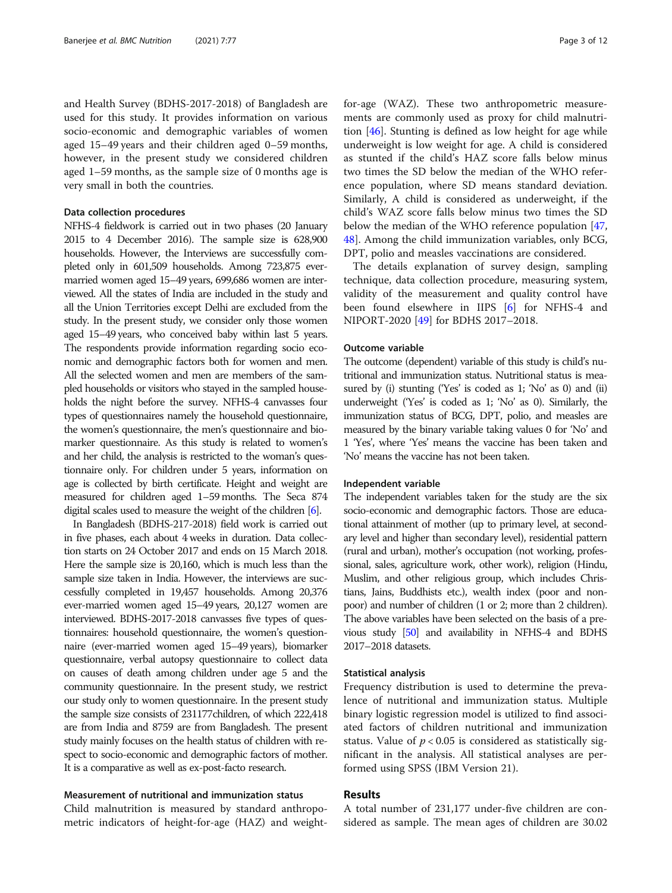and Health Survey (BDHS-2017-2018) of Bangladesh are used for this study. It provides information on various socio-economic and demographic variables of women aged 15–49 years and their children aged 0–59 months, however, in the present study we considered children aged 1–59 months, as the sample size of 0 months age is very small in both the countries.

### Data collection procedures

NFHS-4 fieldwork is carried out in two phases (20 January 2015 to 4 December 2016). The sample size is 628,900 households. However, the Interviews are successfully completed only in 601,509 households. Among 723,875 ever-married women aged 15–49 years, 699,686 women are interviewed. All the states of India are included in the study and all the Union Territories except Delhi are excluded from the study. In the present study, we consider only those women aged 15–49 years, who conceived baby within last 5 years. The respondents provide information regarding socio economic and demographic factors both for women and men. All the selected women and men are members of the sampled households or visitors who stayed in the sampled households the night before the survey. NFHS-4 canvasses four types of questionnaires namely the household questionnaire, the women's questionnaire, the men's questionnaire and biomarker questionnaire. As this study is related to women's and her child, the analysis is restricted to the woman's questionnaire only. For children under 5 years, information on age is collected by birth certificate. Height and weight are measured for children aged 1–59 months. The Seca 874 digital scales used to measure the weight of the children [6].

In Bangladesh (BDHS-217-2018) field work is carried out in five phases, each about 4 weeks in duration. Data collection starts on 24 October 2017 and ends on 15 March 2018. Here the sample size is 20,160, which is much less than the sample size taken in India. However, the interviews are successfully completed in 19,457 households. Among 20,376 ever-married women aged 15–49 years, 20,127 women are interviewed. BDHS-2017-2018 canvasses five types of questionnaires: household questionnaire, the women's questionnaire (ever-married women aged 15–49 years), biomarker questionnaire, verbal autopsy questionnaire to collect data on causes of death among children under age 5 and the community questionnaire. In the present study, we restrict our study only to women questionnaire. In the present study the sample size consists of 231177children, of which 222,418 are from India and 8759 are from Bangladesh. The present study mainly focuses on the health status of children with respect to socio-economic and demographic factors of mother. It is a comparative as well as ex-post-facto research.

### Measurement of nutritional and immunization status

Child malnutrition is measured by standard anthropometric indicators of height-for-age (HAZ) and weight-for-age (WAZ). These two anthropometric measurements are commonly used as proxy for child malnutrition [46]. Stunting is defined as low height for age while underweight is low weight for age. A child is considered as stunted if the child's HAZ score falls below minus two times the SD below the median of the WHO reference population, where SD means standard deviation. Similarly, A child is considered as underweight, if the child's WAZ score falls below minus two times the SD below the median of the WHO reference population [47, 48]. Among the child immunization variables, only BCG, DPT, polio and measles vaccinations are considered.

The details explanation of survey design, sampling technique, data collection procedure, measuring system, validity of the measurement and quality control have been found elsewhere in IIPS [6] for NFHS-4 and NIPORT-2020 [49] for BDHS 2017–2018.

### Outcome variable

The outcome (dependent) variable of this study is child's nutritional and immunization status. Nutritional status is measured by (i) stunting ('Yes' is coded as 1; 'No' as 0) and (ii) underweight ('Yes' is coded as 1; 'No' as 0). Similarly, the immunization status of BCG, DPT, polio, and measles are measured by the binary variable taking values 0 for 'No' and 1 'Yes', where 'Yes' means the vaccine has been taken and 'No' means the vaccine has not been taken.

### Independent variable

The independent variables taken for the study are the six socio-economic and demographic factors. Those are educational attainment of mother (up to primary level, at secondary level and higher than secondary level), residential pattern (rural and urban), mother's occupation (not working, professional, sales, agriculture work, other work), religion (Hindu, Muslim, and other religious group, which includes Christians, Jains, Buddhists etc.), wealth index (poor and non-poor) and number of children (1 or 2; more than 2 children). The above variables have been selected on the basis of a previous study [50] and availability in NFHS-4 and BDHS 2017–2018 datasets.

### Statistical analysis

Frequency distribution is used to determine the prevalence of nutritional and immunization status. Multiple binary logistic regression model is utilized to find associated factors of children nutritional and immunization status. Value of $p < 0.05$ is considered as statistically significant in the analysis. All statistical analyses are performed using SPSS (IBM Version 21).

## Results

A total number of 231,177 under-five children are considered as sample. The mean ages of children are 30.02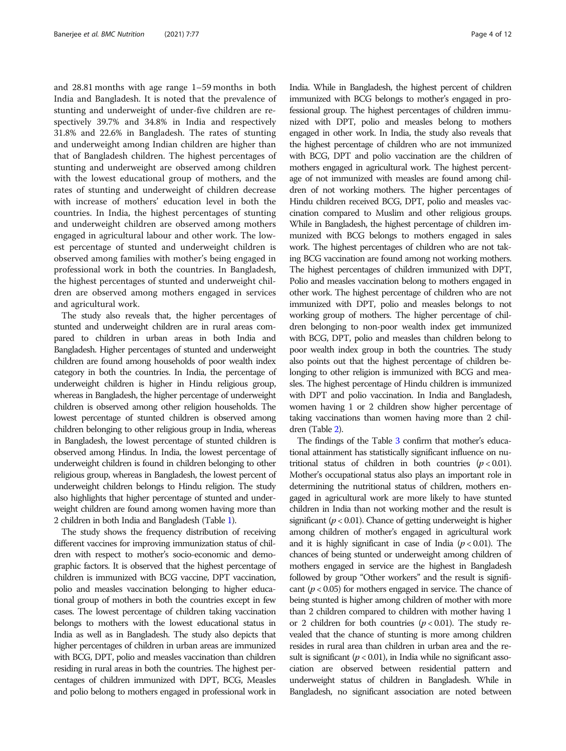and 28.81 months with age range 1–59 months in both India and Bangladesh. It is noted that the prevalence of stunting and underweight of under-five children are respectively 39.7% and 34.8% in India and respectively 31.8% and 22.6% in Bangladesh. The rates of stunting and underweight among Indian children are higher than that of Bangladesh children. The highest percentages of stunting and underweight are observed among children with the lowest educational group of mothers, and the rates of stunting and underweight of children decrease with increase of mothers' education level in both the countries. In India, the highest percentages of stunting and underweight children are observed among mothers engaged in agricultural labour and other work. The lowest percentage of stunted and underweight children is observed among families with mother's being engaged in professional work in both the countries. In Bangladesh, the highest percentages of stunted and underweight children are observed among mothers engaged in services and agricultural work.

The study also reveals that, the higher percentages of stunted and underweight children are in rural areas compared to children in urban areas in both India and Bangladesh. Higher percentages of stunted and underweight children are found among households of poor wealth index category in both the countries. In India, the percentage of underweight children is higher in Hindu religious group, whereas in Bangladesh, the higher percentage of underweight children is observed among other religion households. The lowest percentage of stunted children is observed among children belonging to other religious group in India, whereas in Bangladesh, the lowest percentage of stunted children is observed among Hindus. In India, the lowest percentage of underweight children is found in children belonging to other religious group, whereas in Bangladesh, the lowest percent of underweight children belongs to Hindu religion. The study also highlights that higher percentage of stunted and underweight children are found among women having more than 2 children in both India and Bangladesh (Table 1).

The study shows the frequency distribution of receiving different vaccines for improving immunization status of children with respect to mother's socio-economic and demographic factors. It is observed that the highest percentage of children is immunized with BCG vaccine, DPT vaccination, polio and measles vaccination belonging to higher educational group of mothers in both the countries except in few cases. The lowest percentage of children taking vaccination belongs to mothers with the lowest educational status in India as well as in Bangladesh. The study also depicts that higher percentages of children in urban areas are immunized with BCG, DPT, polio and measles vaccination than children residing in rural areas in both the countries. The highest percentages of children immunized with DPT, BCG, Measles and polio belong to mothers engaged in professional work in India. While in Bangladesh, the highest percent of children immunized with BCG belongs to mother's engaged in professional group. The highest percentages of children immunized with DPT, polio and measles belong to mothers engaged in other work. In India, the study also reveals that the highest percentage of children who are not immunized with BCG, DPT and polio vaccination are the children of mothers engaged in agricultural work. The highest percentage of not immunized with measles are found among children of not working mothers. The higher percentages of Hindu children received BCG, DPT, polio and measles vaccination compared to Muslim and other religious groups. While in Bangladesh, the highest percentage of children immunized with BCG belongs to mothers engaged in sales work. The highest percentages of children who are not taking BCG vaccination are found among not working mothers. The highest percentages of children immunized with DPT, Polio and measles vaccination belong to mothers engaged in other work. The highest percentage of children who are not immunized with DPT, polio and measles belongs to not working group of mothers. The higher percentage of children belonging to non-poor wealth index get immunized with BCG, DPT, polio and measles than children belong to poor wealth index group in both the countries. The study also points out that the highest percentage of children belonging to other religion is immunized with BCG and measles. The highest percentage of Hindu children is immunized with DPT and polio vaccination. In India and Bangladesh, women having 1 or 2 children show higher percentage of taking vaccinations than women having more than 2 children (Table 2).

The findings of the Table 3 confirm that mother's educational attainment has statistically significant influence on nutritional status of children in both countries ($p < 0.01$). Mother's occupational status also plays an important role in determining the nutritional status of children, mothers engaged in agricultural work are more likely to have stunted children in India than not working mother and the result is significant ($p < 0.01$). Chance of getting underweight is higher among children of mother's engaged in agricultural work and it is highly significant in case of India ($p < 0.01$). The chances of being stunted or underweight among children of mothers engaged in service are the highest in Bangladesh followed by group "Other workers" and the result is significant ($p < 0.05$) for mothers engaged in service. The chance of being stunted is higher among children of mother with more than 2 children compared to children with mother having 1 or 2 children for both countries ($p < 0.01$). The study revealed that the chance of stunting is more among children resides in rural area than children in urban area and the result is significant ($p < 0.01$), in India while no significant association are observed between residential pattern and underweight status of children in Bangladesh. While in Bangladesh, no significant association are noted between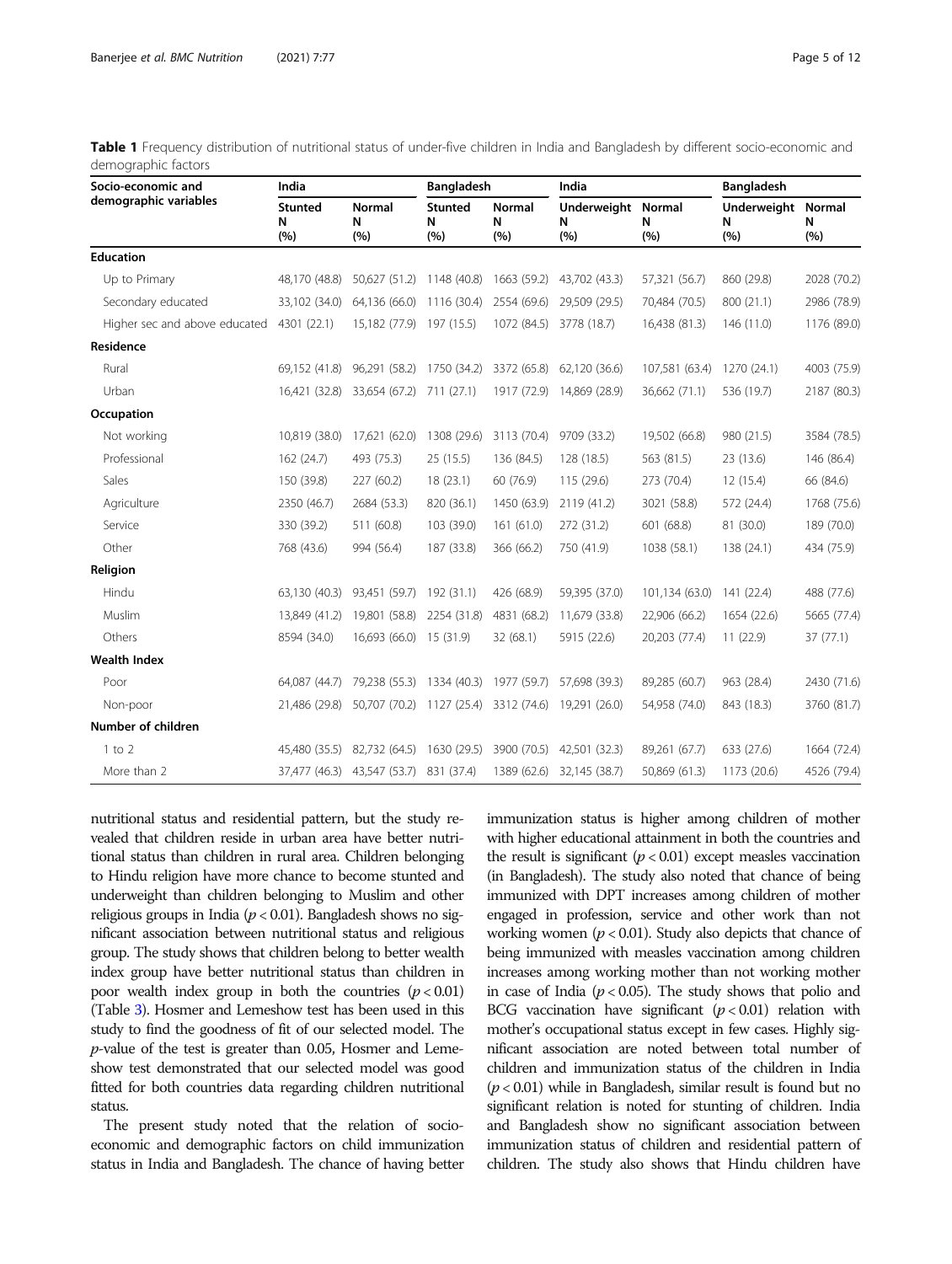**Table 1** Frequency distribution of nutritional status of under-five children in India and Bangladesh by different socio-economic and demographic factors

| Socio-economic and demographic variables | India | | Bangladesh | | India | | Bangladesh | |
|---|---|---|---|---|---|---|---|---|
| | Stunted N (%) | Normal N (%) | Stunted N (%) | Normal N (%) | Underweight N (%) | Normal N (%) | Underweight N (%) | Normal N (%) |
| **Education** | | | | | | | | |
| Up to Primary | 48,170 (48.8) | 50,627 (51.2) | 1148 (40.8) | 1663 (59.2) | 43,702 (43.3) | 57,321 (56.7) | 860 (29.8) | 2028 (70.2) |
| Secondary educated | 33,102 (34.0) | 64,136 (66.0) | 1116 (30.4) | 2554 (69.6) | 29,509 (29.5) | 70,484 (70.5) | 800 (21.1) | 2986 (78.9) |
| Higher sec and above educated | 4301 (22.1) | 15,182 (77.9) | 197 (15.5) | 1072 (84.5) | 3778 (18.7) | 16,438 (81.3) | 146 (11.0) | 1176 (89.0) |
| **Residence** | | | | | | | | |
| Rural | 69,152 (41.8) | 96,291 (58.2) | 1750 (34.2) | 3372 (65.8) | 62,120 (36.6) | 107,581 (63.4) | 1270 (24.1) | 4003 (75.9) |
| Urban | 16,421 (32.8) | 33,654 (67.2) | 711 (27.1) | 1917 (72.9) | 14,869 (28.9) | 36,662 (71.1) | 536 (19.7) | 2187 (80.3) |
| **Occupation** | | | | | | | | |
| Not working | 10,819 (38.0) | 17,621 (62.0) | 1308 (29.6) | 3113 (70.4) | 9709 (33.2) | 19,502 (66.8) | 980 (21.5) | 3584 (78.5) |
| Professional | 162 (24.7) | 493 (75.3) | 25 (15.5) | 136 (84.5) | 128 (18.5) | 563 (81.5) | 23 (13.6) | 146 (86.4) |
| Sales | 150 (39.8) | 227 (60.2) | 18 (23.1) | 60 (76.9) | 115 (29.6) | 273 (70.4) | 12 (15.4) | 66 (84.6) |
| Agriculture | 2350 (46.7) | 2684 (53.3) | 820 (36.1) | 1450 (63.9) | 2119 (41.2) | 3021 (58.8) | 572 (24.4) | 1768 (75.6) |
| Service | 330 (39.2) | 511 (60.8) | 103 (39.0) | 161 (61.0) | 272 (31.2) | 601 (68.8) | 81 (30.0) | 189 (70.0) |
| Other | 768 (43.6) | 994 (56.4) | 187 (33.8) | 366 (66.2) | 750 (41.9) | 1038 (58.1) | 138 (24.1) | 434 (75.9) |
| **Religion** | | | | | | | | |
| Hindu | 63,130 (40.3) | 93,451 (59.7) | 192 (31.1) | 426 (68.9) | 59,395 (37.0) | 101,134 (63.0) | 141 (22.4) | 488 (77.6) |
| Muslim | 13,849 (41.2) | 19,801 (58.8) | 2254 (31.8) | 4831 (68.2) | 11,679 (33.8) | 22,906 (66.2) | 1654 (22.6) | 5665 (77.4) |
| Others | 8594 (34.0) | 16,693 (66.0) | 15 (31.9) | 32 (68.1) | 5915 (22.6) | 20,203 (77.4) | 11 (22.9) | 37 (77.1) |
| **Wealth Index** | | | | | | | | |
| Poor | 64,087 (44.7) | 79,238 (55.3) | 1334 (40.3) | 1977 (59.7) | 57,698 (39.3) | 89,285 (60.7) | 963 (28.4) | 2430 (71.6) |
| Non-poor | 21,486 (29.8) | 50,707 (70.2) | 1127 (25.4) | 3312 (74.6) | 19,291 (26.0) | 54,958 (74.0) | 843 (18.3) | 3760 (81.7) |
| **Number of children** | | | | | | | | |
| 1 to 2 | 45,480 (35.5) | 82,732 (64.5) | 1630 (29.5) | 3900 (70.5) | 42,501 (32.3) | 89,261 (67.7) | 633 (27.6) | 1664 (72.4) |
| More than 2 | 37,477 (46.3) | 43,547 (53.7) | 831 (37.4) | 1389 (62.6) | 32,145 (38.7) | 50,869 (61.3) | 1173 (20.6) | 4526 (79.4) |

nutritional status and residential pattern, but the study revealed that children reside in urban area have better nutritional status than children in rural area. Children belonging to Hindu religion have more chance to become stunted and underweight than children belonging to Muslim and other religious groups in India ($p < 0.01$). Bangladesh shows no significant association between nutritional status and religious group. The study shows that children belong to better wealth index group have better nutritional status than children in poor wealth index group in both the countries ($p < 0.01$) (Table 3). Hosmer and Lemeshow test has been used in this study to find the goodness of fit of our selected model. The $p$-value of the test is greater than 0.05, Hosmer and Lemeshow test demonstrated that our selected model was good fitted for both countries data regarding children nutritional status.

The present study noted that the relation of socio-economic and demographic factors on child immunization status in India and Bangladesh. The chance of having better immunization status is higher among children of mother with higher educational attainment in both the countries and the result is significant ($p < 0.01$) except measles vaccination (in Bangladesh). The study also noted that chance of being immunized with DPT increases among children of mother engaged in profession, service and other work than not working women ($p < 0.01$). Study also depicts that chance of being immunized with measles vaccination among children increases among working mother than not working mother in case of India ($p < 0.05$). The study shows that polio and BCG vaccination have significant ($p < 0.01$) relation with mother's occupational status except in few cases. Highly significant association are noted between total number of children and immunization status of the children in India ($p < 0.01$) while in Bangladesh, similar result is found but no significant relation is noted for stunting of children. India and Bangladesh show no significant association between immunization status of children and residential pattern of children. The study also shows that Hindu children have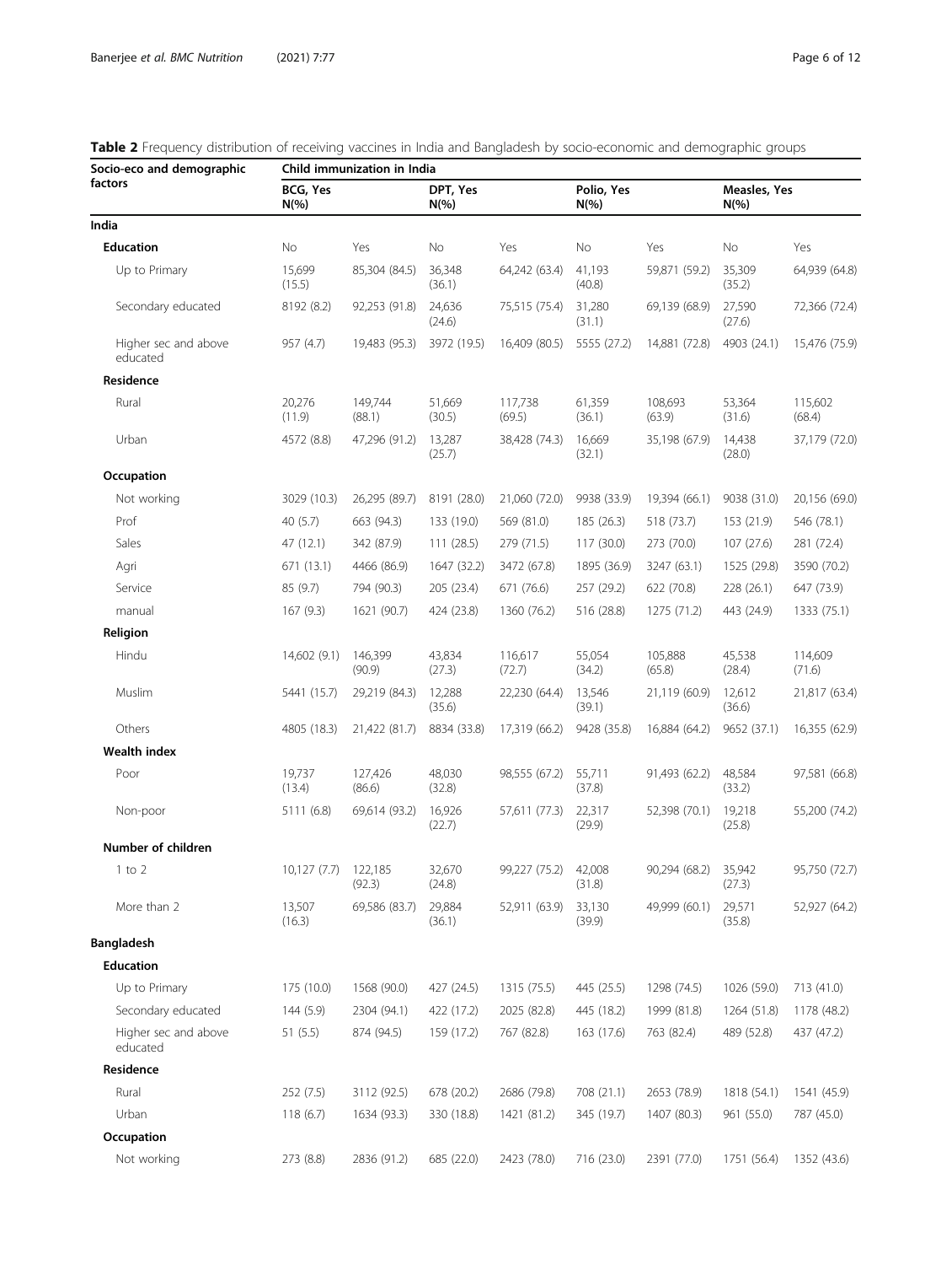**Table 2** Frequency distribution of receiving vaccines in India and Bangladesh by socio-economic and demographic groups

| Socio-eco and demographic factors | Child immunization in India | | | | | | | |
|---|---|---|---|---|---|---|---|---|
| | BCG, Yes N(%) | | DPT, Yes N(%) | | Polio, Yes N(%) | | Measles, Yes N(%) | |
| **India** | | | | | | | | |
| **Education** | No | Yes | No | Yes | No | Yes | No | Yes |
| Up to Primary | 15,699 (15.5) | 85,304 (84.5) | 36,348 (36.1) | 64,242 (63.4) | 41,193 (40.8) | 59,871 (59.2) | 35,309 (35.2) | 64,939 (64.8) |
| Secondary educated | 8192 (8.2) | 92,253 (91.8) | 24,636 (24.6) | 75,515 (75.4) | 31,280 (31.1) | 69,139 (68.9) | 27,590 (27.6) | 72,366 (72.4) |
| Higher sec and above educated | 957 (4.7) | 19,483 (95.3) | 3972 (19.5) | 16,409 (80.5) | 5555 (27.2) | 14,881 (72.8) | 4903 (24.1) | 15,476 (75.9) |
| **Residence** | | | | | | | | |
| Rural | 20,276 (11.9) | 149,744 (88.1) | 51,669 (30.5) | 117,738 (69.5) | 61,359 (36.1) | 108,693 (63.9) | 53,364 (31.6) | 115,602 (68.4) |
| Urban | 4572 (8.8) | 47,296 (91.2) | 13,287 (25.7) | 38,428 (74.3) | 16,669 (32.1) | 35,198 (67.9) | 14,438 (28.0) | 37,179 (72.0) |
| **Occupation** | | | | | | | | |
| Not working | 3029 (10.3) | 26,295 (89.7) | 8191 (28.0) | 21,060 (72.0) | 9938 (33.9) | 19,394 (66.1) | 9038 (31.0) | 20,156 (69.0) |
| Prof | 40 (5.7) | 663 (94.3) | 133 (19.0) | 569 (81.0) | 185 (26.3) | 518 (73.7) | 153 (21.9) | 546 (78.1) |
| Sales | 47 (12.1) | 342 (87.9) | 111 (28.5) | 279 (71.5) | 117 (30.0) | 273 (70.0) | 107 (27.6) | 281 (72.4) |
| Agri | 671 (13.1) | 4466 (86.9) | 1647 (32.2) | 3472 (67.8) | 1895 (36.9) | 3247 (63.1) | 1525 (29.8) | 3590 (70.2) |
| Service | 85 (9.7) | 794 (90.3) | 205 (23.4) | 671 (76.6) | 257 (29.2) | 622 (70.8) | 228 (26.1) | 647 (73.9) |
| manual | 167 (9.3) | 1621 (90.7) | 424 (23.8) | 1360 (76.2) | 516 (28.8) | 1275 (71.2) | 443 (24.9) | 1333 (75.1) |
| **Religion** | | | | | | | | |
| Hindu | 14,602 (9.1) | 146,399 (90.9) | 43,834 (27.3) | 116,617 (72.7) | 55,054 (34.2) | 105,888 (65.8) | 45,538 (28.4) | 114,609 (71.6) |
| Muslim | 5441 (15.7) | 29,219 (84.3) | 12,288 (35.6) | 22,230 (64.4) | 13,546 (39.1) | 21,119 (60.9) | 12,612 (36.6) | 21,817 (63.4) |
| Others | 4805 (18.3) | 21,422 (81.7) | 8834 (33.8) | 17,319 (66.2) | 9428 (35.8) | 16,884 (64.2) | 9652 (37.1) | 16,355 (62.9) |
| **Wealth index** | | | | | | | | |
| Poor | 19,737 (13.4) | 127,426 (86.6) | 48,030 (32.8) | 98,555 (67.2) | 55,711 (37.8) | 91,493 (62.2) | 48,584 (33.2) | 97,581 (66.8) |
| Non-poor | 5111 (6.8) | 69,614 (93.2) | 16,926 (22.7) | 57,611 (77.3) | 22,317 (29.9) | 52,398 (70.1) | 19,218 (25.8) | 55,200 (74.2) |
| **Number of children** | | | | | | | | |
| 1 to 2 | 10,127 (7.7) | 122,185 (92.3) | 32,670 (24.8) | 99,227 (75.2) | 42,008 (31.8) | 90,294 (68.2) | 35,942 (27.3) | 95,750 (72.7) |
| More than 2 | 13,507 (16.3) | 69,586 (83.7) | 29,884 (36.1) | 52,911 (63.9) | 33,130 (39.9) | 49,999 (60.1) | 29,571 (35.8) | 52,927 (64.2) |
| **Bangladesh** | | | | | | | | |
| **Education** | | | | | | | | |
| Up to Primary | 175 (10.0) | 1568 (90.0) | 427 (24.5) | 1315 (75.5) | 445 (25.5) | 1298 (74.5) | 1026 (59.0) | 713 (41.0) |
| Secondary educated | 144 (5.9) | 2304 (94.1) | 422 (17.2) | 2025 (82.8) | 445 (18.2) | 1999 (81.8) | 1264 (51.8) | 1178 (48.2) |
| Higher sec and above educated | 51 (5.5) | 874 (94.5) | 159 (17.2) | 767 (82.8) | 163 (17.6) | 763 (82.4) | 489 (52.8) | 437 (47.2) |
| **Residence** | | | | | | | | |
| Rural | 252 (7.5) | 3112 (92.5) | 678 (20.2) | 2686 (79.8) | 708 (21.1) | 2653 (78.9) | 1818 (54.1) | 1541 (45.9) |
| Urban | 118 (6.7) | 1634 (93.3) | 330 (18.8) | 1421 (81.2) | 345 (19.7) | 1407 (80.3) | 961 (55.0) | 787 (45.0) |
| **Occupation** | | | | | | | | |
| Not working | 273 (8.8) | 2836 (91.2) | 685 (22.0) | 2423 (78.0) | 716 (23.0) | 2391 (77.0) | 1751 (56.4) | 1352 (43.6) |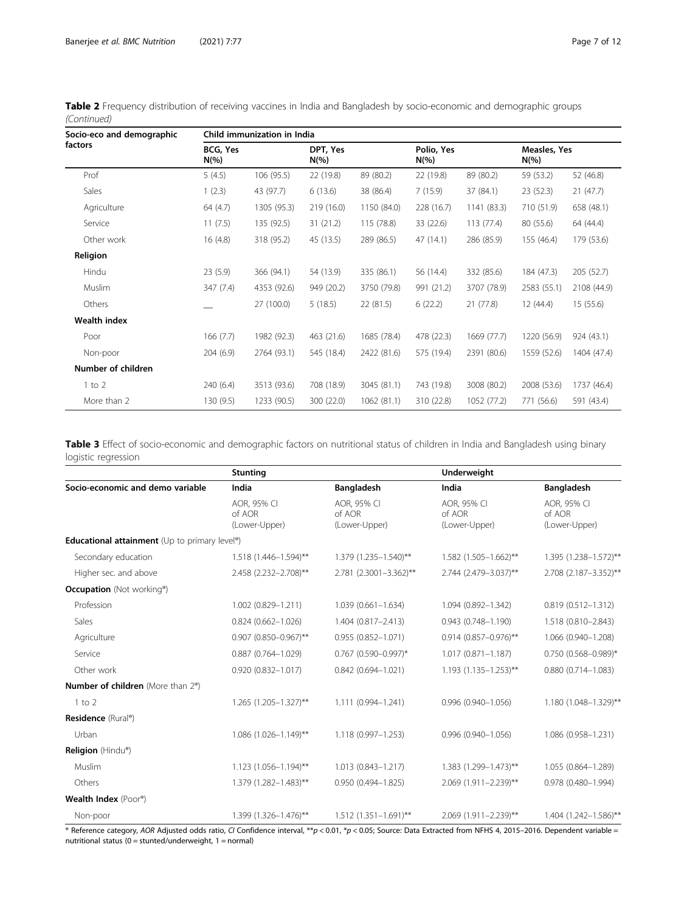**Table 2** Frequency distribution of receiving vaccines in India and Bangladesh by socio-economic and demographic groups *(Continued)*

| Socio-eco and demographic factors | Child immunization in India | | | | | | | |
|---|---|---|---|---|---|---|---|---|
| | BCG, Yes N(%) | | DPT, Yes N(%) | | Polio, Yes N(%) | | Measles, Yes N(%) | |
| Prof | 5 (4.5) | 106 (95.5) | 22 (19.8) | 89 (80.2) | 22 (19.8) | 89 (80.2) | 59 (53.2) | 52 (46.8) |
| Sales | 1 (2.3) | 43 (97.7) | 6 (13.6) | 38 (86.4) | 7 (15.9) | 37 (84.1) | 23 (52.3) | 21 (47.7) |
| Agriculture | 64 (4.7) | 1305 (95.3) | 219 (16.0) | 1150 (84.0) | 228 (16.7) | 1141 (83.3) | 710 (51.9) | 658 (48.1) |
| Service | 11 (7.5) | 135 (92.5) | 31 (21.2) | 115 (78.8) | 33 (22.6) | 113 (77.4) | 80 (55.6) | 64 (44.4) |
| Other work | 16 (4.8) | 318 (95.2) | 45 (13.5) | 289 (86.5) | 47 (14.1) | 286 (85.9) | 155 (46.4) | 179 (53.6) |
| **Religion** | | | | | | | | |
| Hindu | 23 (5.9) | 366 (94.1) | 54 (13.9) | 335 (86.1) | 56 (14.4) | 332 (85.6) | 184 (47.3) | 205 (52.7) |
| Muslim | 347 (7.4) | 4353 (92.6) | 949 (20.2) | 3750 (79.8) | 991 (21.2) | 3707 (78.9) | 2583 (55.1) | 2108 (44.9) |
| Others | __ | 27 (100.0) | 5 (18.5) | 22 (81.5) | 6 (22.2) | 21 (77.8) | 12 (44.4) | 15 (55.6) |
| **Wealth index** | | | | | | | | |
| Poor | 166 (7.7) | 1982 (92.3) | 463 (21.6) | 1685 (78.4) | 478 (22.3) | 1669 (77.7) | 1220 (56.9) | 924 (43.1) |
| Non-poor | 204 (6.9) | 2764 (93.1) | 545 (18.4) | 2422 (81.6) | 575 (19.4) | 2391 (80.6) | 1559 (52.6) | 1404 (47.4) |
| **Number of children** | | | | | | | | |
| 1 to 2 | 240 (6.4) | 3513 (93.6) | 708 (18.9) | 3045 (81.1) | 743 (19.8) | 3008 (80.2) | 2008 (53.6) | 1737 (46.4) |
| More than 2 | 130 (9.5) | 1233 (90.5) | 300 (22.0) | 1062 (81.1) | 310 (22.8) | 1052 (77.2) | 771 (56.6) | 591 (43.4) |

**Table 3** Effect of socio-economic and demographic factors on nutritional status of children in India and Bangladesh using binary logistic regression

| | Stunting | | Underweight | |
|---|---|---|---|---|
| Socio-economic and demo variable | India | Bangladesh | India | Bangladesh |
| | AOR, 95% CI of AOR (Lower-Upper) | AOR, 95% CI of AOR (Lower-Upper) | AOR, 95% CI of AOR (Lower-Upper) | AOR, 95% CI of AOR (Lower-Upper) |
| **Educational attainment** (Up to primary level®) | | | | |
| Secondary education | 1.518 (1.446–1.594)** | 1.379 (1.235–1.540)** | 1.582 (1.505–1.662)** | 1.395 (1.238–1.572)** |
| Higher sec. and above | 2.458 (2.232–2.708)** | 2.781 (2.3001–3.362)** | 2.744 (2.479–3.037)** | 2.708 (2.187–3.352)** |
| **Occupation** (Not working®) | | | | |
| Profession | 1.002 (0.829–1.211) | 1.039 (0.661–1.634) | 1.094 (0.892–1.342) | 0.819 (0.512–1.312) |
| Sales | 0.824 (0.662–1.026) | 1.404 (0.817–2.413) | 0.943 (0.748–1.190) | 1.518 (0.810–2.843) |
| Agriculture | 0.907 (0.850–0.967)** | 0.955 (0.852–1.071) | 0.914 (0.857–0.976)** | 1.066 (0.940–1.208) |
| Service | 0.887 (0.764–1.029) | 0.767 (0.590–0.997)* | 1.017 (0.871–1.187) | 0.750 (0.568–0.989)* |
| Other work | 0.920 (0.832–1.017) | 0.842 (0.694–1.021) | 1.193 (1.135–1.253)** | 0.880 (0.714–1.083) |
| **Number of children** (More than 2®) | | | | |
| 1 to 2 | 1.265 (1.205–1.327)** | 1.111 (0.994–1.241) | 0.996 (0.940–1.056) | 1.180 (1.048–1.329)** |
| **Residence** (Rural®) | | | | |
| Urban | 1.086 (1.026–1.149)** | 1.118 (0.997–1.253) | 0.996 (0.940–1.056) | 1.086 (0.958–1.231) |
| **Religion** (Hindu®) | | | | |
| Muslim | 1.123 (1.056–1.194)** | 1.013 (0.843–1.217) | 1.383 (1.299–1.473)** | 1.055 (0.864–1.289) |
| Others | 1.379 (1.282–1.483)** | 0.950 (0.494–1.825) | 2.069 (1.911–2.239)** | 0.978 (0.480–1.994) |
| **Wealth Index** (Poor®) | | | | |
| Non-poor | 1.399 (1.326–1.476)** | 1.512 (1.351–1.691)** | 2.069 (1.911–2.239)** | 1.404 (1.242–1.586)** |

® Reference category, *AOR* Adjusted odds ratio, *CI* Confidence interval, **$p < 0.01$, *$p < 0.05$; Source: Data Extracted from NFHS 4, 2015–2016. Dependent variable = nutritional status (0 = stunted/underweight, 1 = normal)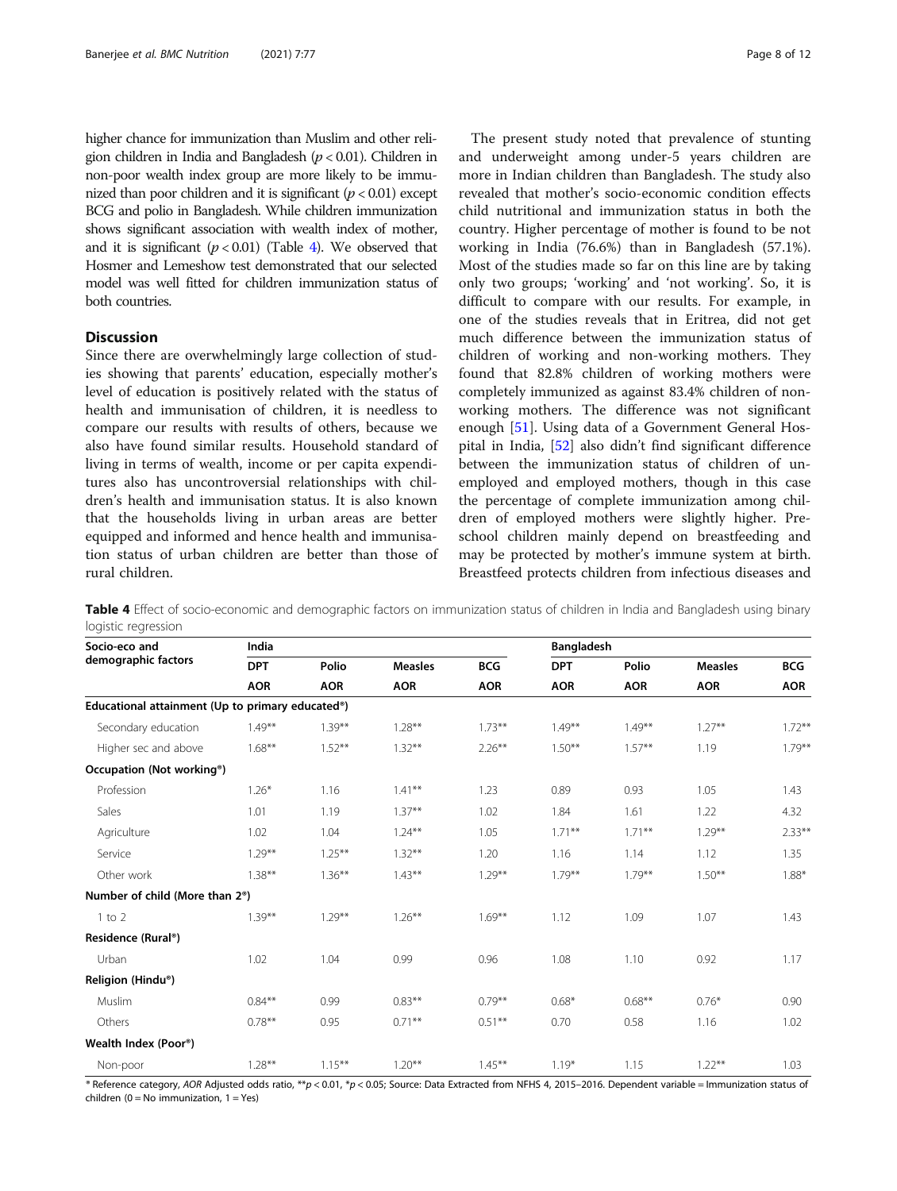higher chance for immunization than Muslim and other religion children in India and Bangladesh ($p < 0.01$). Children in non-poor wealth index group are more likely to be immunized than poor children and it is significant ($p < 0.01$) except BCG and polio in Bangladesh. While children immunization shows significant association with wealth index of mother, and it is significant ($p < 0.01$) (Table 4). We observed that Hosmer and Lemeshow test demonstrated that our selected model was well fitted for children immunization status of both countries.

## Discussion

Since there are overwhelmingly large collection of studies showing that parents' education, especially mother's level of education is positively related with the status of health and immunisation of children, it is needless to compare our results with results of others, because we also have found similar results. Household standard of living in terms of wealth, income or per capita expenditures also has uncontroversial relationships with children's health and immunisation status. It is also known that the households living in urban areas are better equipped and informed and hence health and immunisation status of urban children are better than those of rural children.

The present study noted that prevalence of stunting and underweight among under-5 years children are more in Indian children than Bangladesh. The study also revealed that mother's socio-economic condition effects child nutritional and immunization status in both the country. Higher percentage of mother is found to be not working in India (76.6%) than in Bangladesh (57.1%). Most of the studies made so far on this line are by taking only two groups; 'working' and 'not working'. So, it is difficult to compare with our results. For example, in one of the studies reveals that in Eritrea, did not get much difference between the immunization status of children of working and non-working mothers. They found that 82.8% children of working mothers were completely immunized as against 83.4% children of non-working mothers. The difference was not significant enough [51]. Using data of a Government General Hospital in India, [52] also didn't find significant difference between the immunization status of children of unemployed and employed mothers, though in this case the percentage of complete immunization among children of employed mothers were slightly higher. Pre-school children mainly depend on breastfeeding and may be protected by mother's immune system at birth. Breastfeed protects children from infectious diseases and

**Table 4** Effect of socio-economic and demographic factors on immunization status of children in India and Bangladesh using binary logistic regression

| Socio-eco and demographic factors | India | | | | Bangladesh | | | |
|---|---|---|---|---|---|---|---|---|
| | DPT | Polio | Measles | BCG | DPT | Polio | Measles | BCG |
| | AOR | AOR | AOR | AOR | AOR | AOR | AOR | AOR |
| **Educational attainment (Up to primary educated®)** | | | | | | | | |
| Secondary education | 1.49** | 1.39** | 1.28** | 1.73** | 1.49** | 1.49** | 1.27** | 1.72** |
| Higher sec and above | 1.68** | 1.52** | 1.32** | 2.26** | 1.50** | 1.57** | 1.19 | 1.79** |
| **Occupation (Not working®)** | | | | | | | | |
| Profession | 1.26* | 1.16 | 1.41** | 1.23 | 0.89 | 0.93 | 1.05 | 1.43 |
| Sales | 1.01 | 1.19 | 1.37** | 1.02 | 1.84 | 1.61 | 1.22 | 4.32 |
| Agriculture | 1.02 | 1.04 | 1.24** | 1.05 | 1.71** | 1.71** | 1.29** | 2.33** |
| Service | 1.29** | 1.25** | 1.32** | 1.20 | 1.16 | 1.14 | 1.12 | 1.35 |
| Other work | 1.38** | 1.36** | 1.43** | 1.29** | 1.79** | 1.79** | 1.50** | 1.88* |
| **Number of child (More than 2®)** | | | | | | | | |
| 1 to 2 | 1.39** | 1.29** | 1.26** | 1.69** | 1.12 | 1.09 | 1.07 | 1.43 |
| **Residence (Rural®)** | | | | | | | | |
| Urban | 1.02 | 1.04 | 0.99 | 0.96 | 1.08 | 1.10 | 0.92 | 1.17 |
| **Religion (Hindu®)** | | | | | | | | |
| Muslim | 0.84** | 0.99 | 0.83** | 0.79** | 0.68* | 0.68** | 0.76* | 0.90 |
| Others | 0.78** | 0.95 | 0.71** | 0.51** | 0.70 | 0.58 | 1.16 | 1.02 |
| **Wealth Index (Poor®)** | | | | | | | | |
| Non-poor | 1.28** | 1.15** | 1.20** | 1.45** | 1.19* | 1.15 | 1.22** | 1.03 |

® Reference category, *AOR* Adjusted odds ratio, ** $p < 0.01$, * $p < 0.05$; Source: Data Extracted from NFHS 4, 2015–2016. Dependent variable = Immunization status of children (0 = No immunization, 1 = Yes)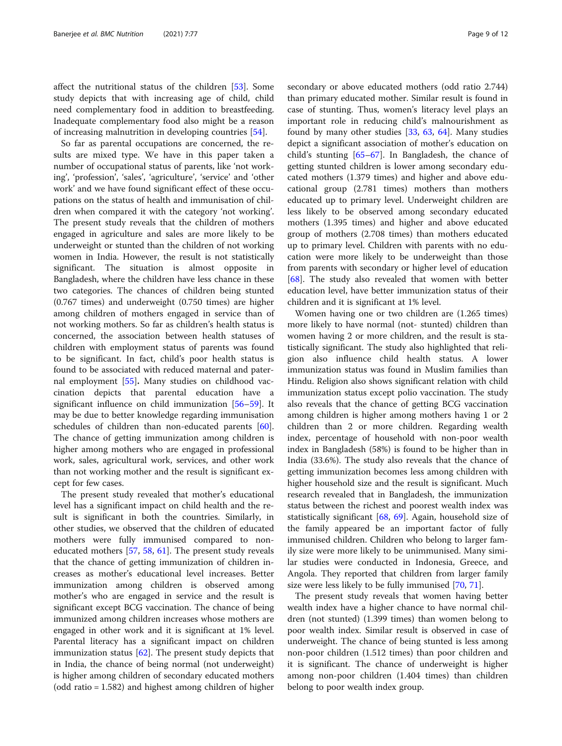affect the nutritional status of the children [53]. Some study depicts that with increasing age of child, child need complementary food in addition to breastfeeding. Inadequate complementary food also might be a reason of increasing malnutrition in developing countries [54].

So far as parental occupations are concerned, the results are mixed type. We have in this paper taken a number of occupational status of parents, like 'not working', 'profession', 'sales', 'agriculture', 'service' and 'other work' and we have found significant effect of these occupations on the status of health and immunisation of children when compared it with the category 'not working'. The present study reveals that the children of mothers engaged in agriculture and sales are more likely to be underweight or stunted than the children of not working women in India. However, the result is not statistically significant. The situation is almost opposite in Bangladesh, where the children have less chance in these two categories. The chances of children being stunted (0.767 times) and underweight (0.750 times) are higher among children of mothers engaged in service than of not working mothers. So far as children's health status is concerned, the association between health statuses of children with employment status of parents was found to be significant. In fact, child's poor health status is found to be associated with reduced maternal and paternal employment [55]. Many studies on childhood vaccination depicts that parental education have a significant influence on child immunization [56–59]. It may be due to better knowledge regarding immunisation schedules of children than non-educated parents [60]. The chance of getting immunization among children is higher among mothers who are engaged in professional work, sales, agricultural work, services, and other work than not working mother and the result is significant except for few cases.

The present study revealed that mother's educational level has a significant impact on child health and the result is significant in both the countries. Similarly, in other studies, we observed that the children of educated mothers were fully immunised compared to non-educated mothers [57, 58, 61]. The present study reveals that the chance of getting immunization of children increases as mother's educational level increases. Better immunization among children is observed among mother's who are engaged in service and the result is significant except BCG vaccination. The chance of being immunized among children increases whose mothers are engaged in other work and it is significant at 1% level. Parental literacy has a significant impact on children immunization status [62]. The present study depicts that in India, the chance of being normal (not underweight) is higher among children of secondary educated mothers (odd ratio = 1.582) and highest among children of higher secondary or above educated mothers (odd ratio 2.744) than primary educated mother. Similar result is found in case of stunting. Thus, women's literacy level plays an important role in reducing child's malnourishment as found by many other studies [33, 63, 64]. Many studies depict a significant association of mother's education on child's stunting [65–67]. In Bangladesh, the chance of getting stunted children is lower among secondary educated mothers (1.379 times) and higher and above educational group (2.781 times) mothers than mothers educated up to primary level. Underweight children are less likely to be observed among secondary educated mothers (1.395 times) and higher and above educated group of mothers (2.708 times) than mothers educated up to primary level. Children with parents with no education were more likely to be underweight than those from parents with secondary or higher level of education [68]. The study also revealed that women with better education level, have better immunization status of their children and it is significant at 1% level.

Women having one or two children are (1.265 times) more likely to have normal (not- stunted) children than women having 2 or more children, and the result is statistically significant. The study also highlighted that religion also influence child health status. A lower immunization status was found in Muslim families than Hindu. Religion also shows significant relation with child immunization status except polio vaccination. The study also reveals that the chance of getting BCG vaccination among children is higher among mothers having 1 or 2 children than 2 or more children. Regarding wealth index, percentage of household with non-poor wealth index in Bangladesh (58%) is found to be higher than in India (33.6%). The study also reveals that the chance of getting immunization becomes less among children with higher household size and the result is significant. Much research revealed that in Bangladesh, the immunization status between the richest and poorest wealth index was statistically significant [68, 69]. Again, household size of the family appeared be an important factor of fully immunised children. Children who belong to larger family size were more likely to be unimmunised. Many similar studies were conducted in Indonesia, Greece, and Angola. They reported that children from larger family size were less likely to be fully immunised [70, 71].

The present study reveals that women having better wealth index have a higher chance to have normal children (not stunted) (1.399 times) than women belong to poor wealth index. Similar result is observed in case of underweight. The chance of being stunted is less among non-poor children (1.512 times) than poor children and it is significant. The chance of underweight is higher among non-poor children (1.404 times) than children belong to poor wealth index group.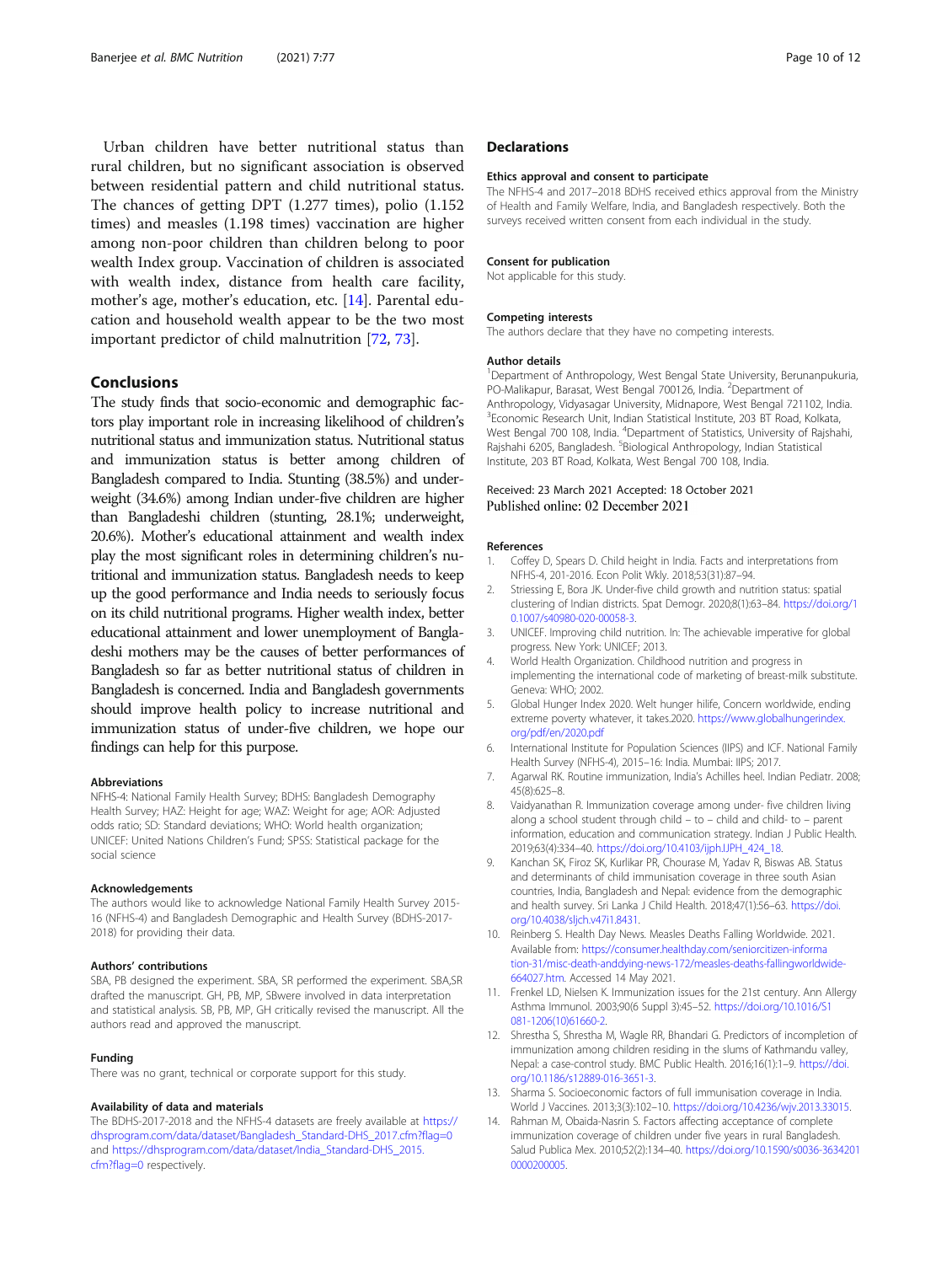Urban children have better nutritional status than rural children, but no significant association is observed between residential pattern and child nutritional status. The chances of getting DPT (1.277 times), polio (1.152 times) and measles (1.198 times) vaccination are higher among non-poor children than children belong to poor wealth Index group. Vaccination of children is associated with wealth index, distance from health care facility, mother's age, mother's education, etc. [14]. Parental education and household wealth appear to be the two most important predictor of child malnutrition [72, 73].

## Conclusions

The study finds that socio-economic and demographic factors play important role in increasing likelihood of children's nutritional status and immunization status. Nutritional status and immunization status is better among children of Bangladesh compared to India. Stunting (38.5%) and underweight (34.6%) among Indian under-five children are higher than Bangladeshi children (stunting, 28.1%; underweight, 20.6%). Mother's educational attainment and wealth index play the most significant roles in determining children's nutritional and immunization status. Bangladesh needs to keep up the good performance and India needs to seriously focus on its child nutritional programs. Higher wealth index, better educational attainment and lower unemployment of Bangladeshi mothers may be the causes of better performances of Bangladesh so far as better nutritional status of children in Bangladesh is concerned. India and Bangladesh governments should improve health policy to increase nutritional and immunization status of under-five children, we hope our findings can help for this purpose.

#### Abbreviations

NFHS-4: National Family Health Survey; BDHS: Bangladesh Demography Health Survey; HAZ: Height for age; WAZ: Weight for age; AOR: Adjusted odds ratio; SD: Standard deviations; WHO: World health organization; UNICEF: United Nations Children's Fund; SPSS: Statistical package for the social science

#### Acknowledgements

The authors would like to acknowledge National Family Health Survey 2015-16 (NFHS-4) and Bangladesh Demographic and Health Survey (BDHS-2017-2018) for providing their data.

#### Authors' contributions

SBA, PB designed the experiment. SBA, SR performed the experiment. SBA,SR drafted the manuscript. GH, PB, MP, SBwere involved in data interpretation and statistical analysis. SB, PB, MP, GH critically revised the manuscript. All the authors read and approved the manuscript.

#### Funding

There was no grant, technical or corporate support for this study.

#### Availability of data and materials

The BDHS-2017-2018 and the NFHS-4 datasets are freely available at https://dhsprogram.com/data/dataset/Bangladesh_Standard-DHS_2017.cfm?flag=0 and https://dhsprogram.com/data/dataset/India_Standard-DHS_2015.cfm?flag=0 respectively.

## Declarations

#### Ethics approval and consent to participate

The NFHS-4 and 2017–2018 BDHS received ethics approval from the Ministry of Health and Family Welfare, India, and Bangladesh respectively. Both the surveys received written consent from each individual in the study.

#### Consent for publication

Not applicable for this study.

#### Competing interests

The authors declare that they have no competing interests.

#### Author details

[1]Department of Anthropology, West Bengal State University, Berunanpukuria, PO-Malikapur, Barasat, West Bengal 700126, India. [2]Department of Anthropology, Vidyasagar University, Midnapore, West Bengal 721102, India. [3]Economic Research Unit, Indian Statistical Institute, 203 BT Road, Kolkata, West Bengal 700 108, India. [4]Department of Statistics, University of Rajshahi, Rajshahi 6205, Bangladesh. [5]Biological Anthropology, Indian Statistical Institute, 203 BT Road, Kolkata, West Bengal 700 108, India.

Received: 23 March 2021 Accepted: 18 October 2021
Published online: 02 December 2021

#### References

1. Coffey D, Spears D. Child height in India. Facts and interpretations from NFHS-4, 201-2016. Econ Polit Wkly. 2018;53(31):87–94.
2. Striessing E, Bora JK. Under-five child growth and nutrition status: spatial clustering of Indian districts. Spat Demogr. 2020;8(1):63–84. https://doi.org/10.1007/s40980-020-00058-3.
3. UNICEF. Improving child nutrition. In: The achievable imperative for global progress. New York: UNICEF; 2013.
4. World Health Organization. Childhood nutrition and progress in implementing the international code of marketing of breast-milk substitute. Geneva: WHO; 2002.
5. Global Hunger Index 2020. Welt hunger hilife, Concern worldwide, ending extreme poverty whatever, it takes.2020. https://www.globalhungerindex.org/pdf/en/2020.pdf
6. International Institute for Population Sciences (IIPS) and ICF. National Family Health Survey (NFHS-4), 2015–16: India. Mumbai: IIPS; 2017.
7. Agarwal RK. Routine immunization, India's Achilles heel. Indian Pediatr. 2008;45(8):625–8.
8. Vaidyanathan R. Immunization coverage among under- five children living along a school student through child – to – child and child- to – parent information, education and communication strategy. Indian J Public Health. 2019;63(4):334–40. https://doi.org/10.4103/ijph.IJPH_424_18.
9. Kanchan SK, Firoz SK, Kurlikar PR, Chourase M, Yadav R, Biswas AB. Status and determinants of child immunisation coverage in three south Asian countries, India, Bangladesh and Nepal: evidence from the demographic and health survey. Sri Lanka J Child Health. 2018;47(1):56–63. https://doi.org/10.4038/sljch.v47i1.8431.
10. Reinberg S. Health Day News. Measles Deaths Falling Worldwide. 2021. Available from: https://consumer.healthday.com/seniorcitizen-information-31/misc-death-anddying-news-172/measles-deaths-fallingworldwide-664027.htm. Accessed 14 May 2021.
11. Frenkel LD, Nielsen K. Immunization issues for the 21st century. Ann Allergy Asthma Immunol. 2003;90(6 Suppl 3):45–52. https://doi.org/10.1016/S1081-1206(10)61660-2.
12. Shrestha S, Shrestha M, Wagle RR, Bhandari G. Predictors of incompletion of immunization among children residing in the slums of Kathmandu valley, Nepal: a case-control study. BMC Public Health. 2016;16(1):1–9. https://doi.org/10.1186/s12889-016-3651-3.
13. Sharma S. Socioeconomic factors of full immunisation coverage in India. World J Vaccines. 2013;3(3):102–10. https://doi.org/10.4236/wjv.2013.33015.
14. Rahman M, Obaida-Nasrin S. Factors affecting acceptance of complete immunization coverage of children under five years in rural Bangladesh. Salud Publica Mex. 2010;52(2):134–40. https://doi.org/10.1590/s0036-36342010000200005.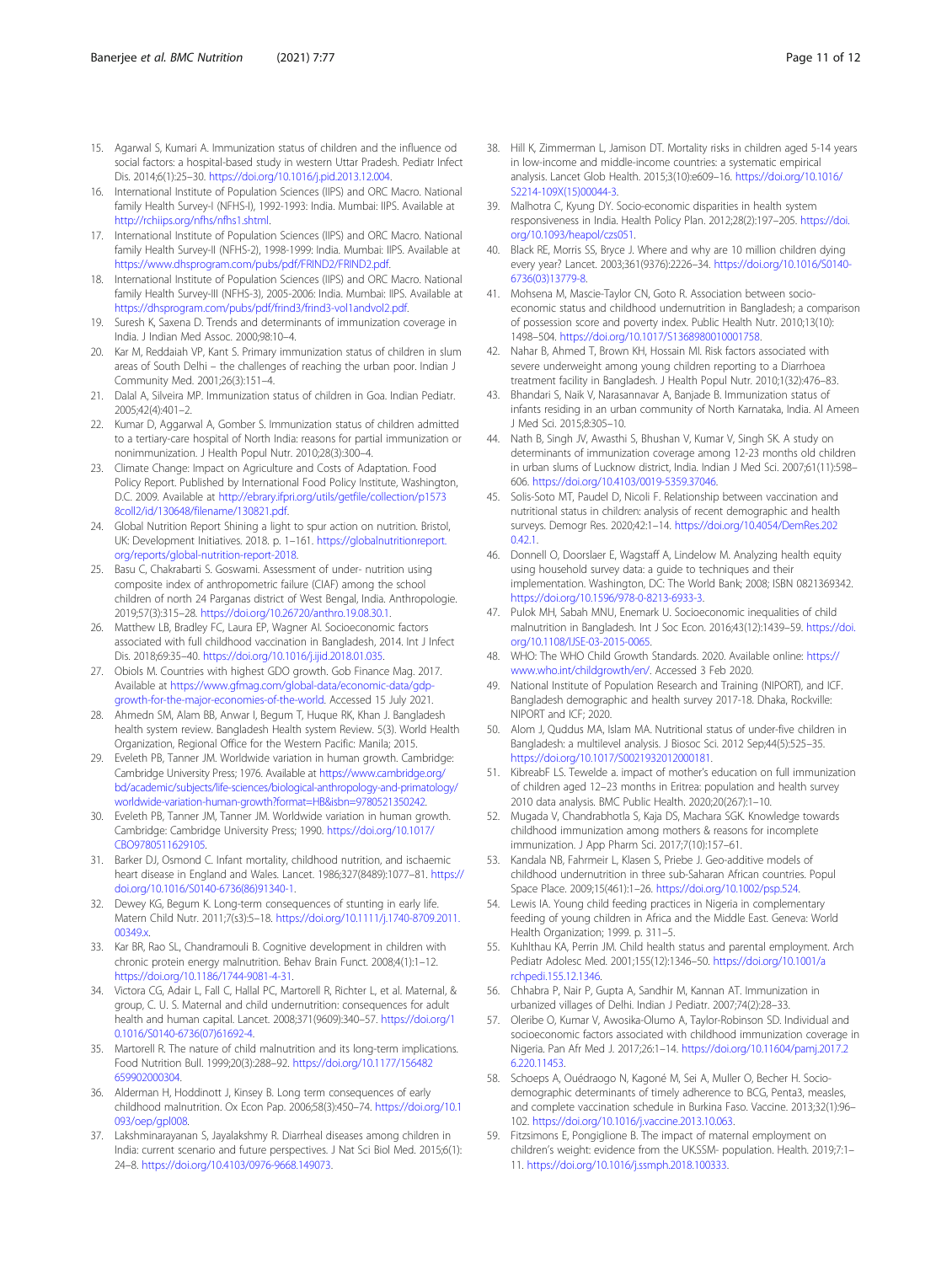15. Agarwal S, Kumari A. Immunization status of children and the influence od social factors: a hospital-based study in western Uttar Pradesh. Pediatr Infect Dis. 2014;6(1):25–30. https://doi.org/10.1016/j.pid.2013.12.004.
16. International Institute of Population Sciences (IIPS) and ORC Macro. National family Health Survey-I (NFHS-I), 1992-1993: India. Mumbai: IIPS. Available at http://rchiips.org/nfhs/nfhs1.shtml.
17. International Institute of Population Sciences (IIPS) and ORC Macro. National family Health Survey-II (NFHS-2), 1998-1999: India. Mumbai: IIPS. Available at https://www.dhsprogram.com/pubs/pdf/FRIND2/FRIND2.pdf.
18. International Institute of Population Sciences (IIPS) and ORC Macro. National family Health Survey-III (NFHS-3), 2005-2006: India. Mumbai: IIPS. Available at https://dhsprogram.com/pubs/pdf/frind3/frind3-vol1andvol2.pdf.
19. Suresh K, Saxena D. Trends and determinants of immunization coverage in India. J Indian Med Assoc. 2000;98:10–4.
20. Kar M, Reddaiah VP, Kant S. Primary immunization status of children in slum areas of South Delhi – the challenges of reaching the urban poor. Indian J Community Med. 2001;26(3):151–4.
21. Dalal A, Silveira MP. Immunization status of children in Goa. Indian Pediatr. 2005;42(4):401–2.
22. Kumar D, Aggarwal A, Gomber S. Immunization status of children admitted to a tertiary-care hospital of North India: reasons for partial immunization or nonimmunization. J Health Popul Nutr. 2010;28(3):300–4.
23. Climate Change: Impact on Agriculture and Costs of Adaptation. Food Policy Report. Published by International Food Policy Institute, Washington, D.C. 2009. Available at http://ebrary.ifpri.org/utils/getfile/collection/p15738coll2/id/130648/filename/130821.pdf.
24. Global Nutrition Report Shining a light to spur action on nutrition. Bristol, UK: Development Initiatives. 2018. p. 1–161. https://globalnutritionreport.org/reports/global-nutrition-report-2018.
25. Basu C, Chakrabarti S. Goswami. Assessment of under- nutrition using composite index of anthropometric failure (CIAF) among the school children of north 24 Parganas district of West Bengal, India. Anthropologie. 2019;57(3):315–28. https://doi.org/10.26720/anthro.19.08.30.1.
26. Matthew LB, Bradley FC, Laura EP, Wagner AI. Socioeconomic factors associated with full childhood vaccination in Bangladesh, 2014. Int J Infect Dis. 2018;69:35–40. https://doi.org/10.1016/j.ijid.2018.01.035.
27. Obiols M. Countries with highest GDO growth. Gob Finance Mag. 2017. Available at https://www.gfmag.com/global-data/economic-data/gdp-growth-for-the-major-economies-of-the-world. Accessed 15 July 2021.
28. Ahmedn SM, Alam BB, Anwar I, Begum T, Huque RK, Khan J. Bangladesh health system review. Bangladesh Health system Review. 5(3). World Health Organization, Regional Office for the Western Pacific: Manila; 2015.
29. Eveleth PB, Tanner JM. Worldwide variation in human growth. Cambridge: Cambridge University Press; 1976. Available at https://www.cambridge.org/bd/academic/subjects/life-sciences/biological-anthropology-and-primatology/worldwide-variation-human-growth?format=HB&isbn=9780521350242.
30. Eveleth PB, Tanner JM, Tanner JM. Worldwide variation in human growth. Cambridge: Cambridge University Press; 1990. https://doi.org/10.1017/CBO9780511629105.
31. Barker DJ, Osmond C. Infant mortality, childhood nutrition, and ischaemic heart disease in England and Wales. Lancet. 1986;327(8489):1077–81. https://doi.org/10.1016/S0140-6736(86)91340-1.
32. Dewey KG, Begum K. Long-term consequences of stunting in early life. Matern Child Nutr. 2011;7(s3):5–18. https://doi.org/10.1111/j.1740-8709.2011.00349.x.
33. Kar BR, Rao SL, Chandramouli B. Cognitive development in children with chronic protein energy malnutrition. Behav Brain Funct. 2008;4(1):1–12. https://doi.org/10.1186/1744-9081-4-31.
34. Victora CG, Adair L, Fall C, Hallal PC, Martorell R, Richter L, et al. Maternal, & group, C. U. S. Maternal and child undernutrition: consequences for adult health and human capital. Lancet. 2008;371(9609):340–57. https://doi.org/10.1016/S0140-6736(07)61692-4.
35. Martorell R. The nature of child malnutrition and its long-term implications. Food Nutrition Bull. 1999;20(3):288–92. https://doi.org/10.1177/156482659902000304.
36. Alderman H, Hoddinott J, Kinsey B. Long term consequences of early childhood malnutrition. Ox Econ Pap. 2006;58(3):450–74. https://doi.org/10.1093/oep/gpl008.
37. Lakshminarayanan S, Jayalakshmy R. Diarrheal diseases among children in India: current scenario and future perspectives. J Nat Sci Biol Med. 2015;6(1):24–8. https://doi.org/10.4103/0976-9668.149073.
38. Hill K, Zimmerman L, Jamison DT. Mortality risks in children aged 5-14 years in low-income and middle-income countries: a systematic empirical analysis. Lancet Glob Health. 2015;3(10):e609–16. https://doi.org/10.1016/S2214-109X(15)00044-3.
39. Malhotra C, Kyung DY. Socio-economic disparities in health system responsiveness in India. Health Policy Plan. 2012;28(2):197–205. https://doi.org/10.1093/heapol/czs051.
40. Black RE, Morris SS, Bryce J. Where and why are 10 million children dying every year? Lancet. 2003;361(9376):2226–34. https://doi.org/10.1016/S0140-6736(03)13779-8.
41. Mohsena M, Mascie-Taylor CN, Goto R. Association between socio-economic status and childhood undernutrition in Bangladesh; a comparison of possession score and poverty index. Public Health Nutr. 2010;13(10):1498–504. https://doi.org/10.1017/S1368980010001758.
42. Nahar B, Ahmed T, Brown KH, Hossain MI. Risk factors associated with severe underweight among young children reporting to a Diarrhoea treatment facility in Bangladesh. J Health Popul Nutr. 2010;1(32):476–83.
43. Bhandari S, Naik V, Narasannavar A, Banjade B. Immunization status of infants residing in an urban community of North Karnataka, India. Al Ameen J Med Sci. 2015;8:305–10.
44. Nath B, Singh JV, Awasthi S, Bhushan V, Kumar V, Singh SK. A study on determinants of immunization coverage among 12-23 months old children in urban slums of Lucknow district, India. Indian J Med Sci. 2007;61(11):598–606. https://doi.org/10.4103/0019-5359.37046.
45. Solis-Soto MT, Paudel D, Nicoli F. Relationship between vaccination and nutritional status in children: analysis of recent demographic and health surveys. Demogr Res. 2020;42:1–14. https://doi.org/10.4054/DemRes.2020.42.1.
46. Donnell O, Doorslaer E, Wagstaff A, Lindelow M. Analyzing health equity using household survey data: a guide to techniques and their implementation. Washington, DC: The World Bank; 2008; ISBN 0821369342. https://doi.org/10.1596/978-0-8213-6933-3.
47. Pulok MH, Sabah MNU, Enemark U. Socioeconomic inequalities of child malnutrition in Bangladesh. Int J Soc Econ. 2016;43(12):1439–59. https://doi.org/10.1108/IJSE-03-2015-0065.
48. WHO: The WHO Child Growth Standards. 2020. Available online: https://www.who.int/childgrowth/en/. Accessed 3 Feb 2020.
49. National Institute of Population Research and Training (NIPORT), and ICF. Bangladesh demographic and health survey 2017-18. Dhaka, Rockville: NIPORT and ICF; 2020.
50. Alom J, Quddus MA, Islam MA. Nutritional status of under-five children in Bangladesh: a multilevel analysis. J Biosoc Sci. 2012 Sep;44(5):525–35. https://doi.org/10.1017/S0021932012000181.
51. KibreabF LS. Tewelde a. impact of mother's education on full immunization of children aged 12–23 months in Eritrea: population and health survey 2010 data analysis. BMC Public Health. 2020;20(267):1–10.
52. Mugada V, Chandrabhotla S, Kaja DS, Machara SGK. Knowledge towards childhood immunization among mothers & reasons for incomplete immunization. J App Pharm Sci. 2017;7(10):157–61.
53. Kandala NB, Fahrmeir L, Klasen S, Priebe J. Geo-additive models of childhood undernutrition in three sub-Saharan African countries. Popul Space Place. 2009;15(461):1–26. https://doi.org/10.1002/psp.524.
54. Lewis IA. Young child feeding practices in Nigeria in complementary feeding of young children in Africa and the Middle East. Geneva: World Health Organization; 1999. p. 311–5.
55. Kuhlthau KA, Perrin JM. Child health status and parental employment. Arch Pediatr Adolesc Med. 2001;155(12):1346–50. https://doi.org/10.1001/archpedi.155.12.1346.
56. Chhabra P, Nair P, Gupta A, Sandhir M, Kannan AT. Immunization in urbanized villages of Delhi. Indian J Pediatr. 2007;74(2):28–33.
57. Oleribe O, Kumar V, Awosika-Olumo A, Taylor-Robinson SD. Individual and socioeconomic factors associated with childhood immunization coverage in Nigeria. Pan Afr Med J. 2017;26:1–14. https://doi.org/10.11604/pamj.2017.26.220.11453.
58. Schoeps A, Ouédraogo N, Kagoné M, Sei A, Muller O, Becher H. Socio-demographic determinants of timely adherence to BCG, Penta3, measles, and complete vaccination schedule in Burkina Faso. Vaccine. 2013;32(1):96–102. https://doi.org/10.1016/j.vaccine.2013.10.063.
59. Fitzsimons E, Pongiglione B. The impact of maternal employment on children's weight: evidence from the UK.SSM- population. Health. 2019;7:1–11. https://doi.org/10.1016/j.ssmph.2018.100333.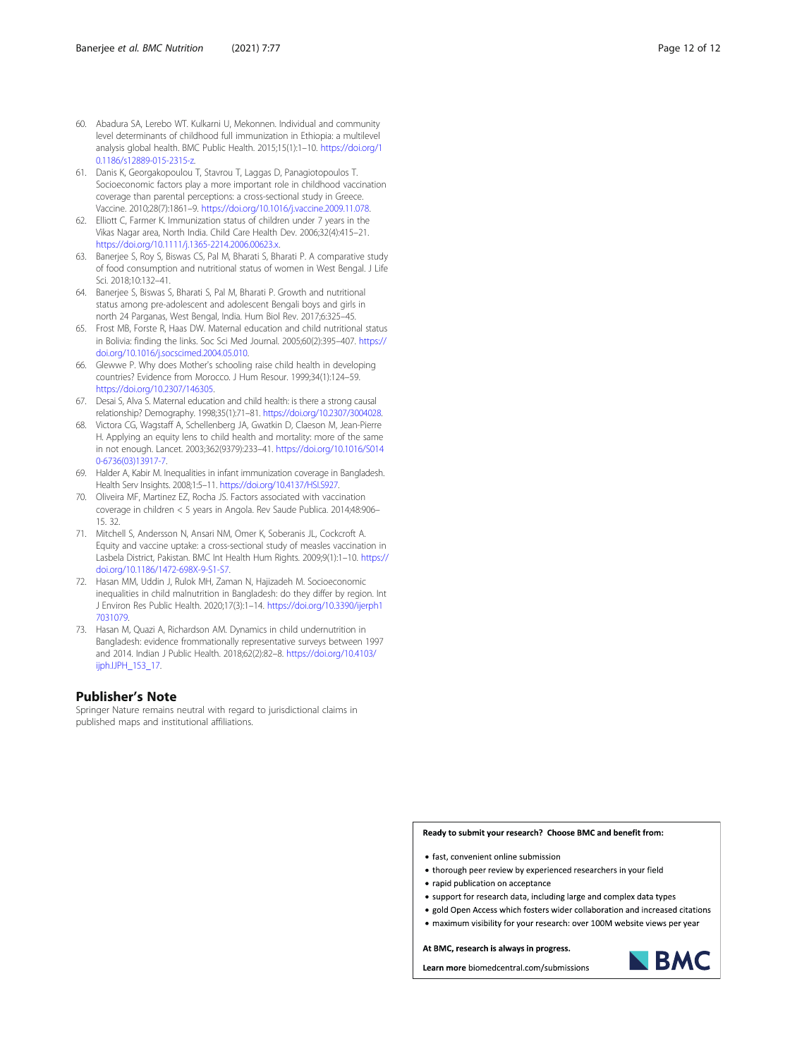60. Abadura SA, Lerebo WT. Kulkarni U, Mekonnen. Individual and community level determinants of childhood full immunization in Ethiopia: a multilevel analysis global health. BMC Public Health. 2015;15(1):1–10. https://doi.org/10.1186/s12889-015-2315-z.
61. Danis K, Georgakopoulou T, Stavrou T, Laggas D, Panagiotopoulos T. Socioeconomic factors play a more important role in childhood vaccination coverage than parental perceptions: a cross-sectional study in Greece. Vaccine. 2010;28(7):1861–9. https://doi.org/10.1016/j.vaccine.2009.11.078.
62. Elliott C, Farmer K. Immunization status of children under 7 years in the Vikas Nagar area, North India. Child Care Health Dev. 2006;32(4):415–21. https://doi.org/10.1111/j.1365-2214.2006.00623.x.
63. Banerjee S, Roy S, Biswas CS, Pal M, Bharati S, Bharati P. A comparative study of food consumption and nutritional status of women in West Bengal. J Life Sci. 2018;10:132–41.
64. Banerjee S, Biswas S, Bharati S, Pal M, Bharati P. Growth and nutritional status among pre-adolescent and adolescent Bengali boys and girls in north 24 Parganas, West Bengal, India. Hum Biol Rev. 2017;6:325–45.
65. Frost MB, Forste R, Haas DW. Maternal education and child nutritional status in Bolivia: finding the links. Soc Sci Med Journal. 2005;60(2):395–407. https://doi.org/10.1016/j.socscimed.2004.05.010.
66. Glewwe P. Why does Mother's schooling raise child health in developing countries? Evidence from Morocco. J Hum Resour. 1999;34(1):124–59. https://doi.org/10.2307/146305.
67. Desai S, Alva S. Maternal education and child health: is there a strong causal relationship? Demography. 1998;35(1):71–81. https://doi.org/10.2307/3004028.
68. Victora CG, Wagstaff A, Schellenberg JA, Gwatkin D, Claeson M, Jean-Pierre H. Applying an equity lens to child health and mortality: more of the same in not enough. Lancet. 2003;362(9379):233–41. https://doi.org/10.1016/S0140-6736(03)13917-7.
69. Halder A, Kabir M. Inequalities in infant immunization coverage in Bangladesh. Health Serv Insights. 2008;1:5–11. https://doi.org/10.4137/HSI.S927.
70. Oliveira MF, Martinez EZ, Rocha JS. Factors associated with vaccination coverage in children < 5 years in Angola. Rev Saude Publica. 2014;48:906–15. 32.
71. Mitchell S, Andersson N, Ansari NM, Omer K, Soberanis JL, Cockcroft A. Equity and vaccine uptake: a cross-sectional study of measles vaccination in Lasbela District, Pakistan. BMC Int Health Hum Rights. 2009;9(1):1–10. https://doi.org/10.1186/1472-698X-9-S1-S7.
72. Hasan MM, Uddin J, Rulok MH, Zaman N, Hajizadeh M. Socioeconomic inequalities in child malnutrition in Bangladesh: do they differ by region. Int J Environ Res Public Health. 2020;17(3):1–14. https://doi.org/10.3390/ijerph17031079.
73. Hasan M, Quazi A, Richardson AM. Dynamics in child undernutrition in Bangladesh: evidence frommationally representative surveys between 1997 and 2014. Indian J Public Health. 2018;62(2):82–8. https://doi.org/10.4103/ijph.IJPH_153_17.

## Publisher's Note

Springer Nature remains neutral with regard to jurisdictional claims in published maps and institutional affiliations.

**Ready to submit your research? Choose BMC and benefit from:**

- fast, convenient online submission
- thorough peer review by experienced researchers in your field
- rapid publication on acceptance
- support for research data, including large and complex data types
- gold Open Access which fosters wider collaboration and increased citations
- maximum visibility for your research: over 100M website views per year

**At BMC, research is always in progress.**

**Learn more** biomedcentral.com/submissions

BMC